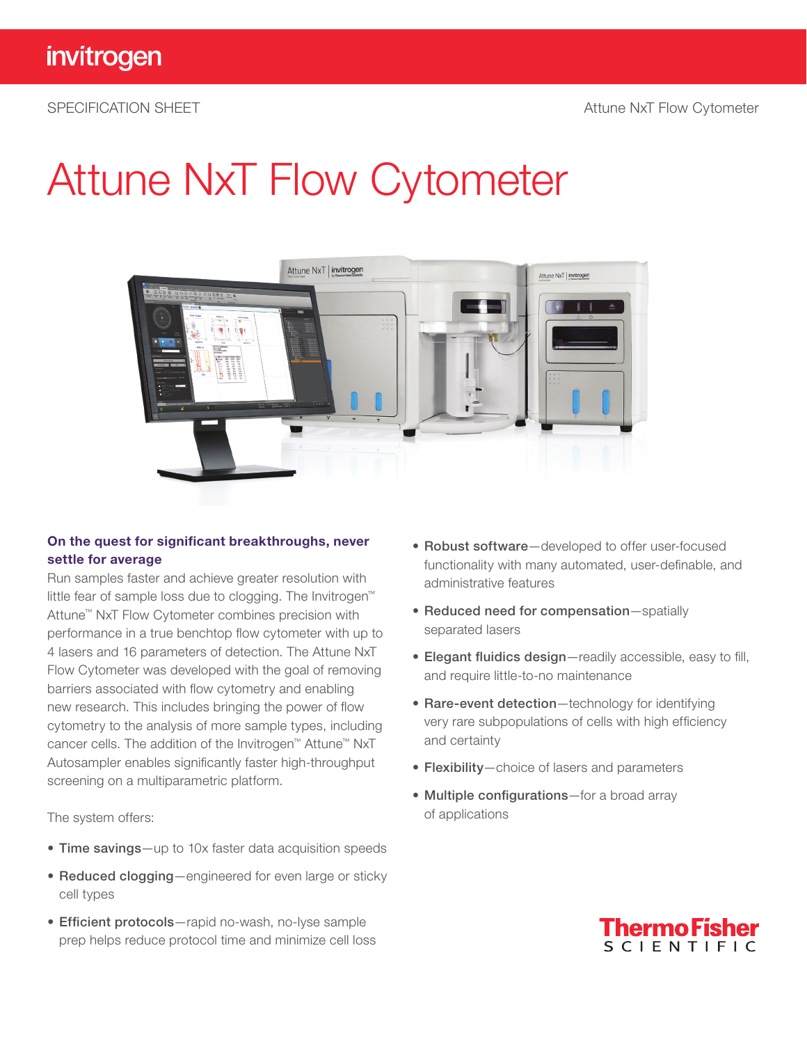# Attune NxT Flow Cytometer

### On the quest for significant breakthroughs, never settle for average

Run samples faster and achieve greater resolution with little fear of sample loss due to clogging. The Invitrogen™ Attune™ NxT Flow Cytometer combines precision with performance in a true benchtop flow cytometer with up to 4 lasers and 16 parameters of detection. The Attune NxT Flow Cytometer was developed with the goal of removing barriers associated with flow cytometry and enabling new research. This includes bringing the power of flow cytometry to the analysis of more sample types, including cancer cells. The addition of the Invitrogen™ Attune™ NxT Autosampler enables significantly faster high-throughput screening on a multiparametric platform.

The system offers:

- **Time savings**—up to 10x faster data acquisition speeds
- **Reduced clogging**—engineered for even large or sticky cell types
- **Efficient protocols**—rapid no-wash, no-lyse sample prep helps reduce protocol time and minimize cell loss
- **Robust software**—developed to offer user-focused functionality with many automated, user-definable, and administrative features
- **Reduced need for compensation**—spatially separated lasers
- **Elegant fluidics design**—readily accessible, easy to fill, and require little-to-no maintenance
- **Rare-event detection**—technology for identifying very rare subpopulations of cells with high efficiency and certainty
- **Flexibility**—choice of lasers and parameters
- **Multiple configurations**—for a broad array of applications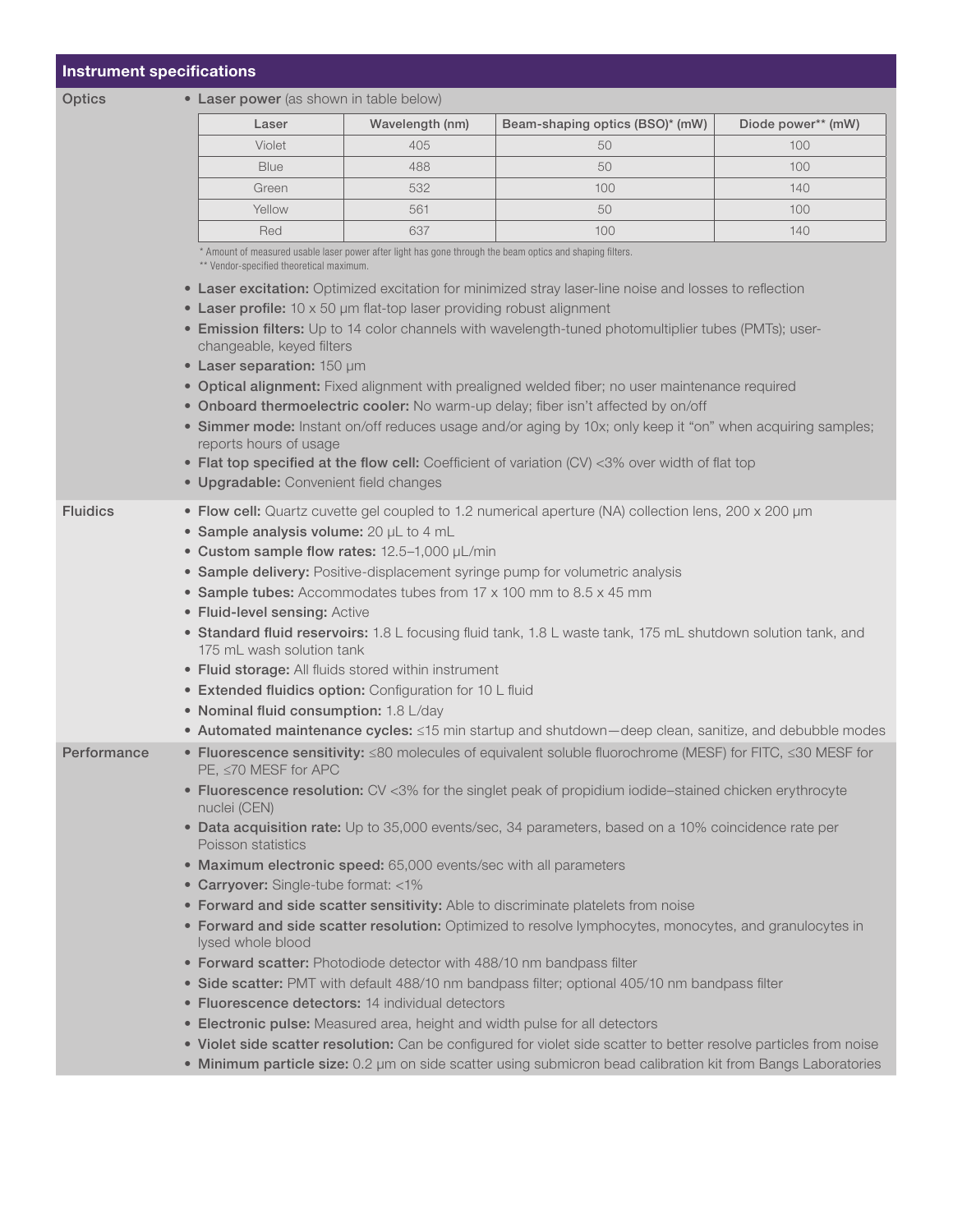## Instrument specifications

### Optics

- **Laser power** (as shown in table below)

| Laser | Wavelength (nm) | Beam-shaping optics (BSO)* (mW) | Diode power** (mW) |
|---|---|---|---|
| Violet | 405 | 50 | 100 |
| Blue | 488 | 50 | 100 |
| Green | 532 | 100 | 140 |
| Yellow | 561 | 50 | 100 |
| Red | 637 | 100 | 140 |

\* Amount of measured usable laser power after light has gone through the beam optics and shaping filters.
\** Vendor-specified theoretical maximum.

- **Laser excitation:** Optimized excitation for minimized stray laser-line noise and losses to reflection
- **Laser profile:** 10 x 50 µm flat-top laser providing robust alignment
- **Emission filters:** Up to 14 color channels with wavelength-tuned photomultiplier tubes (PMTs); user-changeable, keyed filters
- **Laser separation:** 150 µm
- **Optical alignment:** Fixed alignment with prealigned welded fiber; no user maintenance required
- **Onboard thermoelectric cooler:** No warm-up delay; fiber isn't affected by on/off
- **Simmer mode:** Instant on/off reduces usage and/or aging by 10x; only keep it "on" when acquiring samples; reports hours of usage
- **Flat top specified at the flow cell:** Coefficient of variation (CV) <3% over width of flat top
- **Upgradable:** Convenient field changes

### Fluidics

- **Flow cell:** Quartz cuvette gel coupled to 1.2 numerical aperture (NA) collection lens, 200 x 200 µm
- **Sample analysis volume:** 20 µL to 4 mL
- **Custom sample flow rates:** 12.5–1,000 µL/min
- **Sample delivery:** Positive-displacement syringe pump for volumetric analysis
- **Sample tubes:** Accommodates tubes from 17 x 100 mm to 8.5 x 45 mm
- **Fluid-level sensing:** Active
- **Standard fluid reservoirs:** 1.8 L focusing fluid tank, 1.8 L waste tank, 175 mL shutdown solution tank, and 175 mL wash solution tank
- **Fluid storage:** All fluids stored within instrument
- **Extended fluidics option:** Configuration for 10 L fluid
- **Nominal fluid consumption:** 1.8 L/day
- **Automated maintenance cycles:** ≤15 min startup and shutdown—deep clean, sanitize, and debubble modes

### Performance

- **Fluorescence sensitivity:** ≤80 molecules of equivalent soluble fluorochrome (MESF) for FITC, ≤30 MESF for PE, ≤70 MESF for APC
- **Fluorescence resolution:** CV <3% for the singlet peak of propidium iodide–stained chicken erythrocyte nuclei (CEN)
- **Data acquisition rate:** Up to 35,000 events/sec, 34 parameters, based on a 10% coincidence rate per Poisson statistics
- **Maximum electronic speed:** 65,000 events/sec with all parameters
- **Carryover:** Single-tube format: <1%
- **Forward and side scatter sensitivity:** Able to discriminate platelets from noise
- **Forward and side scatter resolution:** Optimized to resolve lymphocytes, monocytes, and granulocytes in lysed whole blood
- **Forward scatter:** Photodiode detector with 488/10 nm bandpass filter
- **Side scatter:** PMT with default 488/10 nm bandpass filter; optional 405/10 nm bandpass filter
- **Fluorescence detectors:** 14 individual detectors
- **Electronic pulse:** Measured area, height and width pulse for all detectors
- **Violet side scatter resolution:** Can be configured for violet side scatter to better resolve particles from noise
- **Minimum particle size:** 0.2 µm on side scatter using submicron bead calibration kit from Bangs Laboratories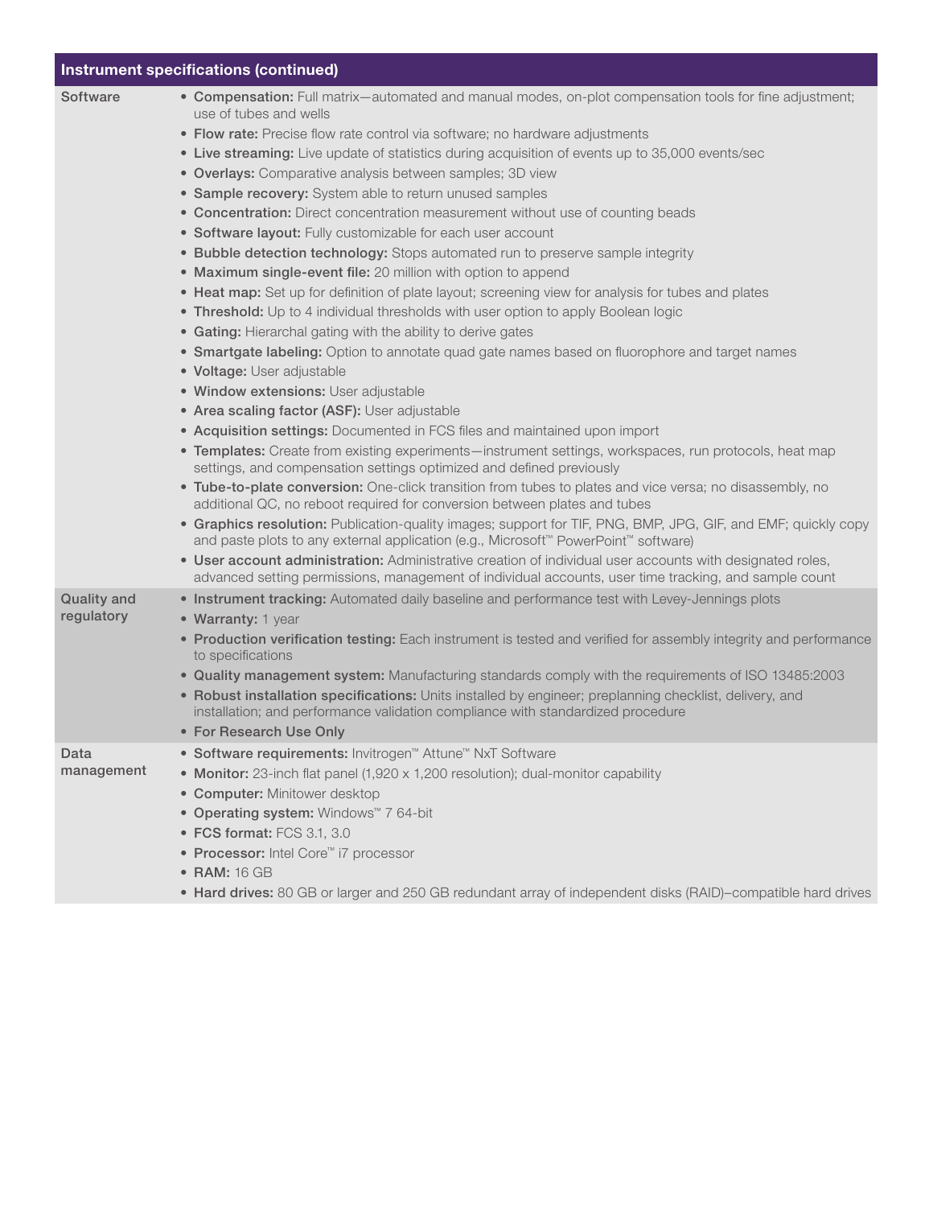| Instrument specifications (continued) | |
|---|---|
| Software | • **Compensation:** Full matrix—automated and manual modes, on-plot compensation tools for fine adjustment; use of tubes and wells<br>• **Flow rate:** Precise flow rate control via software; no hardware adjustments<br>• **Live streaming:** Live update of statistics during acquisition of events up to 35,000 events/sec<br>• **Overlays:** Comparative analysis between samples; 3D view<br>• **Sample recovery:** System able to return unused samples<br>• **Concentration:** Direct concentration measurement without use of counting beads<br>• **Software layout:** Fully customizable for each user account<br>• **Bubble detection technology:** Stops automated run to preserve sample integrity<br>• **Maximum single-event file:** 20 million with option to append<br>• **Heat map:** Set up for definition of plate layout; screening view for analysis for tubes and plates<br>• **Threshold:** Up to 4 individual thresholds with user option to apply Boolean logic<br>• **Gating:** Hierarchal gating with the ability to derive gates<br>• **Smartgate labeling:** Option to annotate quad gate names based on fluorophore and target names<br>• **Voltage:** User adjustable<br>• **Window extensions:** User adjustable<br>• **Area scaling factor (ASF):** User adjustable<br>• **Acquisition settings:** Documented in FCS files and maintained upon import<br>• **Templates:** Create from existing experiments—instrument settings, workspaces, run protocols, heat map settings, and compensation settings optimized and defined previously<br>• **Tube-to-plate conversion:** One-click transition from tubes to plates and vice versa; no disassembly, no additional QC, no reboot required for conversion between plates and tubes<br>• **Graphics resolution:** Publication-quality images; support for TIF, PNG, BMP, JPG, GIF, and EMF; quickly copy and paste plots to any external application (e.g., Microsoft™ PowerPoint™ software)<br>• **User account administration:** Administrative creation of individual user accounts with designated roles, advanced setting permissions, management of individual accounts, user time tracking, and sample count |
| Quality and regulatory | • **Instrument tracking:** Automated daily baseline and performance test with Levey-Jennings plots<br>• **Warranty:** 1 year<br>• **Production verification testing:** Each instrument is tested and verified for assembly integrity and performance to specifications<br>• **Quality management system:** Manufacturing standards comply with the requirements of ISO 13485:2003<br>• **Robust installation specifications:** Units installed by engineer; preplanning checklist, delivery, and installation; and performance validation compliance with standardized procedure<br>• **For Research Use Only** |
| Data management | • **Software requirements:** Invitrogen™ Attune™ NxT Software<br>• **Monitor:** 23-inch flat panel (1,920 x 1,200 resolution); dual-monitor capability<br>• **Computer:** Minitower desktop<br>• **Operating system:** Windows™ 7 64-bit<br>• **FCS format:** FCS 3.1, 3.0<br>• **Processor:** Intel Core™ i7 processor<br>• **RAM:** 16 GB<br>• **Hard drives:** 80 GB or larger and 250 GB redundant array of independent disks (RAID)–compatible hard drives |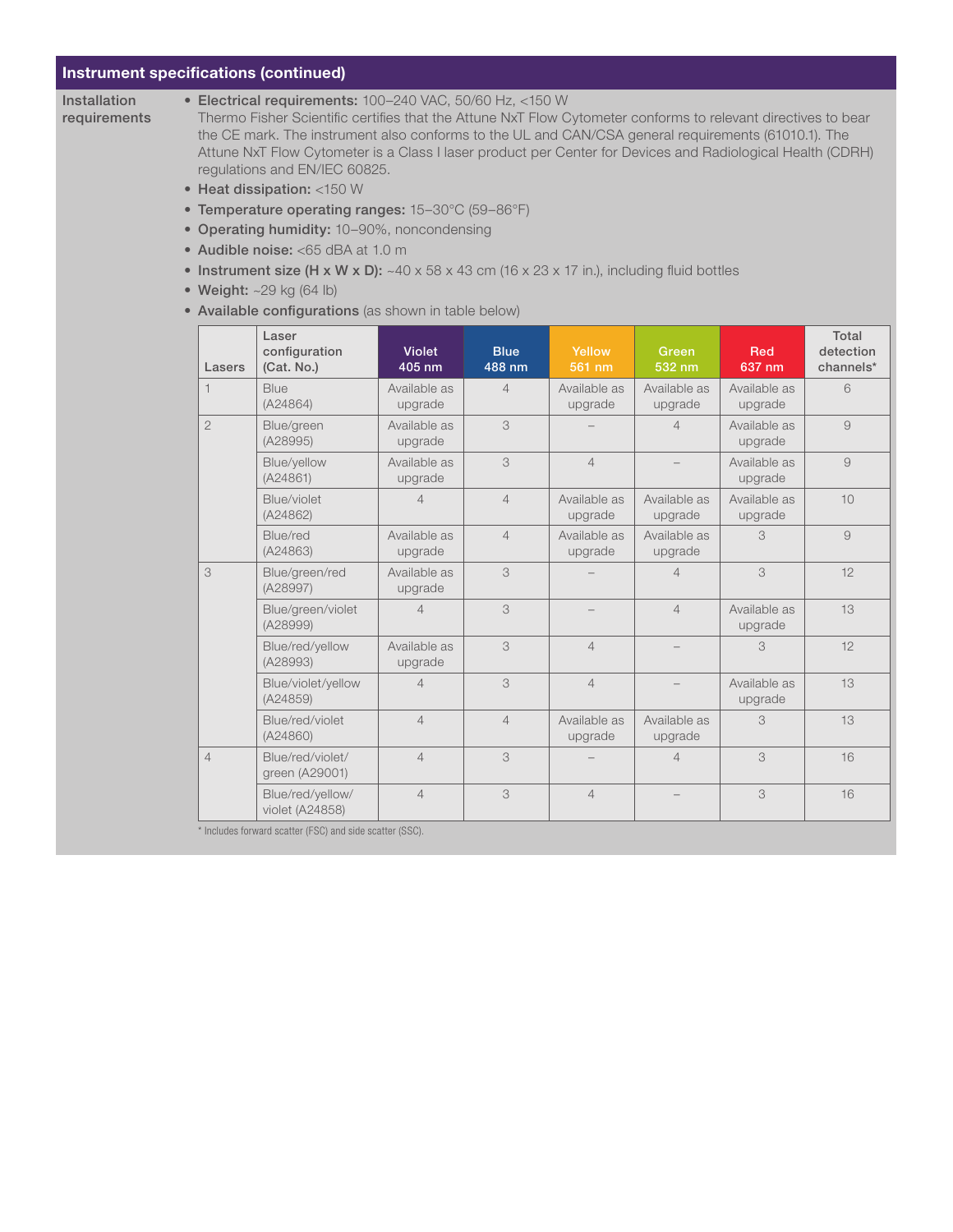## Instrument specifications (continued)

**Installation requirements**

- **Electrical requirements:** 100–240 VAC, 50/60 Hz, <150 W
  Thermo Fisher Scientific certifies that the Attune NxT Flow Cytometer conforms to relevant directives to bear the CE mark. The instrument also conforms to the UL and CAN/CSA general requirements (61010.1). The Attune NxT Flow Cytometer is a Class I laser product per Center for Devices and Radiological Health (CDRH) regulations and EN/IEC 60825.
- **Heat dissipation:** <150 W
- **Temperature operating ranges:** 15–30°C (59–86°F)
- **Operating humidity:** 10–90%, noncondensing
- **Audible noise:** <65 dBA at 1.0 m
- **Instrument size (H x W x D):** ~40 x 58 x 43 cm (16 x 23 x 17 in.), including fluid bottles
- **Weight:** ~29 kg (64 lb)
- **Available configurations** (as shown in table below)

| Lasers | Laser configuration (Cat. No.) | Violet 405 nm | Blue 488 nm | Yellow 561 nm | Green 532 nm | Red 637 nm | Total detection channels* |
|---|---|---|---|---|---|---|---|
| 1 | Blue (A24864) | Available as upgrade | 4 | Available as upgrade | Available as upgrade | Available as upgrade | 6 |
| 2 | Blue/green (A28995) | Available as upgrade | 3 | – | 4 | Available as upgrade | 9 |
| | Blue/yellow (A24861) | Available as upgrade | 3 | 4 | – | Available as upgrade | 9 |
| | Blue/violet (A24862) | 4 | 4 | Available as upgrade | Available as upgrade | Available as upgrade | 10 |
| | Blue/red (A24863) | Available as upgrade | 4 | Available as upgrade | Available as upgrade | 3 | 9 |
| 3 | Blue/green/red (A28997) | Available as upgrade | 3 | – | 4 | 3 | 12 |
| | Blue/green/violet (A28999) | 4 | 3 | – | 4 | Available as upgrade | 13 |
| | Blue/red/yellow (A28993) | Available as upgrade | 3 | 4 | – | 3 | 12 |
| | Blue/violet/yellow (A24859) | 4 | 3 | 4 | – | Available as upgrade | 13 |
| | Blue/red/violet (A24860) | 4 | 4 | Available as upgrade | Available as upgrade | 3 | 13 |
| 4 | Blue/red/violet/green (A29001) | 4 | 3 | – | 4 | 3 | 16 |
| | Blue/red/yellow/violet (A24858) | 4 | 3 | 4 | – | 3 | 16 |

* Includes forward scatter (FSC) and side scatter (SSC).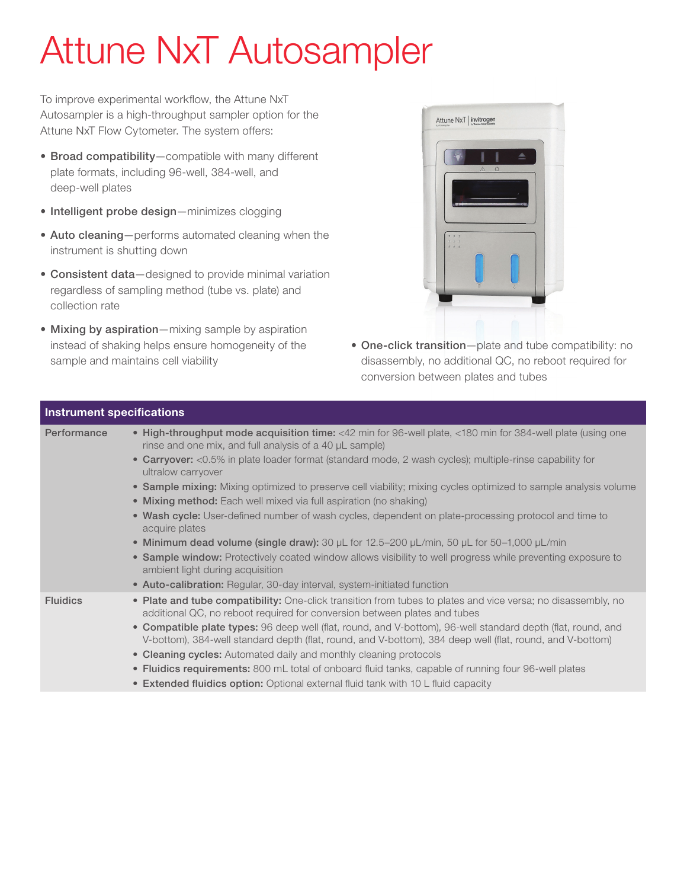# Attune NxT Autosampler

To improve experimental workflow, the Attune NxT Autosampler is a high-throughput sampler option for the Attune NxT Flow Cytometer. The system offers:

- **Broad compatibility**—compatible with many different plate formats, including 96-well, 384-well, and deep-well plates
- **Intelligent probe design**—minimizes clogging
- **Auto cleaning**—performs automated cleaning when the instrument is shutting down
- **Consistent data**—designed to provide minimal variation regardless of sampling method (tube vs. plate) and collection rate
- **Mixing by aspiration**—mixing sample by aspiration instead of shaking helps ensure homogeneity of the sample and maintains cell viability
- **One-click transition**—plate and tube compatibility: no disassembly, no additional QC, no reboot required for conversion between plates and tubes

| Instrument specifications | |
|---|---|
| Performance | • **High-throughput mode acquisition time:** <42 min for 96-well plate, <180 min for 384-well plate (using one rinse and one mix, and full analysis of a 40 µL sample)<br>• **Carryover:** <0.5% in plate loader format (standard mode, 2 wash cycles); multiple-rinse capability for ultralow carryover<br>• **Sample mixing:** Mixing optimized to preserve cell viability; mixing cycles optimized to sample analysis volume<br>• **Mixing method:** Each well mixed via full aspiration (no shaking)<br>• **Wash cycle:** User-defined number of wash cycles, dependent on plate-processing protocol and time to acquire plates<br>• **Minimum dead volume (single draw):** 30 µL for 12.5–200 µL/min, 50 µL for 50–1,000 µL/min<br>• **Sample window:** Protectively coated window allows visibility to well progress while preventing exposure to ambient light during acquisition<br>• **Auto-calibration:** Regular, 30-day interval, system-initiated function |
| Fluidics | • **Plate and tube compatibility:** One-click transition from tubes to plates and vice versa; no disassembly, no additional QC, no reboot required for conversion between plates and tubes<br>• **Compatible plate types:** 96 deep well (flat, round, and V-bottom), 96-well standard depth (flat, round, and V-bottom), 384-well standard depth (flat, round, and V-bottom), 384 deep well (flat, round, and V-bottom)<br>• **Cleaning cycles:** Automated daily and monthly cleaning protocols<br>• **Fluidics requirements:** 800 mL total of onboard fluid tanks, capable of running four 96-well plates<br>• **Extended fluidics option:** Optional external fluid tank with 10 L fluid capacity |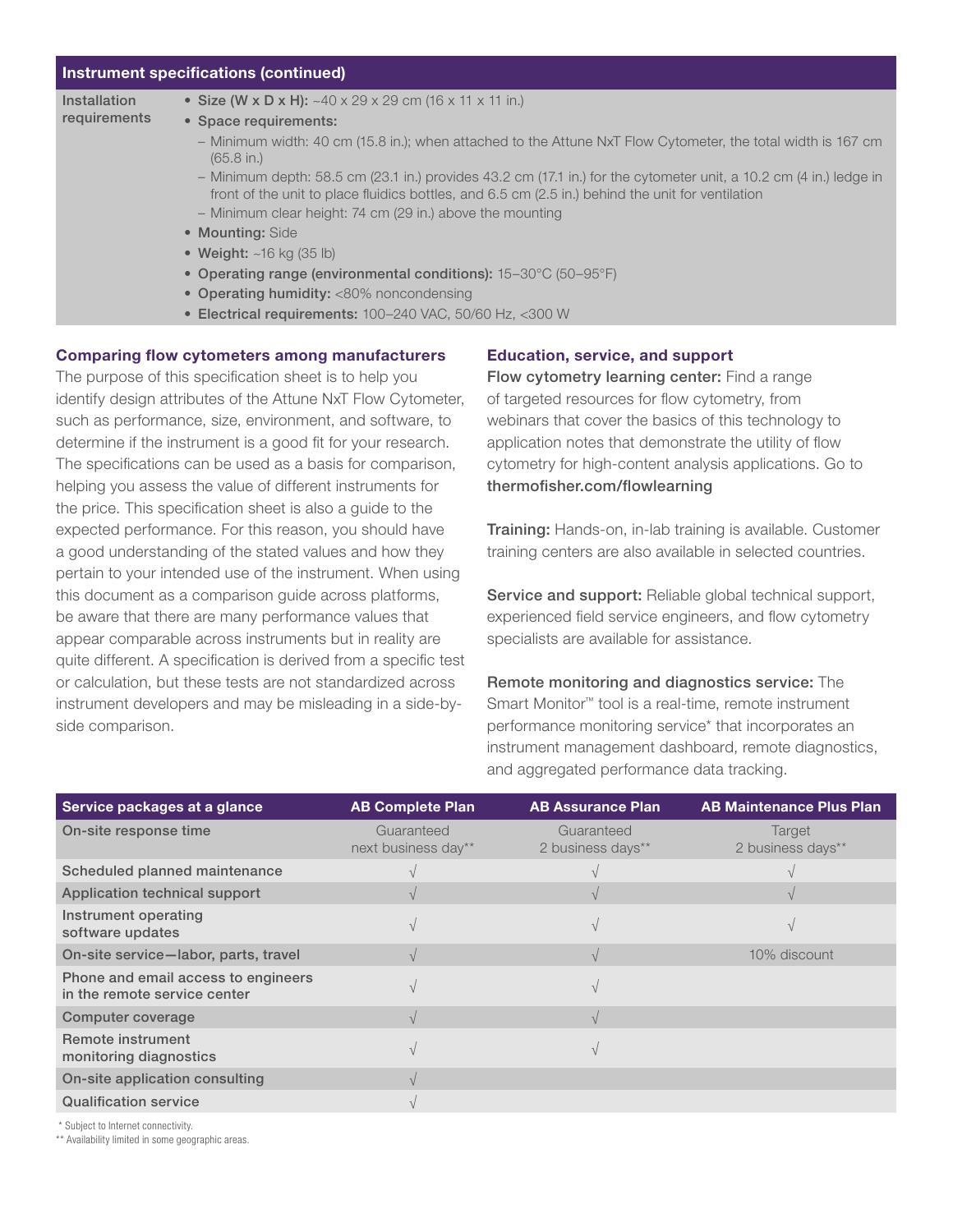| Instrument specifications (continued) | |
|---|---|
| Installation requirements | • **Size (W x D x H):** ~40 x 29 x 29 cm (16 x 11 x 11 in.)<br>• **Space requirements:**<br>– Minimum width: 40 cm (15.8 in.); when attached to the Attune NxT Flow Cytometer, the total width is 167 cm (65.8 in.)<br>– Minimum depth: 58.5 cm (23.1 in.) provides 43.2 cm (17.1 in.) for the cytometer unit, a 10.2 cm (4 in.) ledge in front of the unit to place fluidics bottles, and 6.5 cm (2.5 in.) behind the unit for ventilation<br>– Minimum clear height: 74 cm (29 in.) above the mounting<br>• **Mounting:** Side<br>• **Weight:** ~16 kg (35 lb)<br>• **Operating range (environmental conditions):** 15–30°C (50–95°F)<br>• **Operating humidity:** <80% noncondensing<br>• **Electrical requirements:** 100–240 VAC, 50/60 Hz, <300 W |

## Comparing flow cytometers among manufacturers

The purpose of this specification sheet is to help you identify design attributes of the Attune NxT Flow Cytometer, such as performance, size, environment, and software, to determine if the instrument is a good fit for your research. The specifications can be used as a basis for comparison, helping you assess the value of different instruments for the price. This specification sheet is also a guide to the expected performance. For this reason, you should have a good understanding of the stated values and how they pertain to your intended use of the instrument. When using this document as a comparison guide across platforms, be aware that there are many performance values that appear comparable across instruments but in reality are quite different. A specification is derived from a specific test or calculation, but these tests are not standardized across instrument developers and may be misleading in a side-by-side comparison.

## Education, service, and support

**Flow cytometry learning center:** Find a range of targeted resources for flow cytometry, from webinars that cover the basics of this technology to application notes that demonstrate the utility of flow cytometry for high-content analysis applications. Go to **thermofisher.com/flowlearning**

**Training:** Hands-on, in-lab training is available. Customer training centers are also available in selected countries.

**Service and support:** Reliable global technical support, experienced field service engineers, and flow cytometry specialists are available for assistance.

**Remote monitoring and diagnostics service:** The Smart Monitor™ tool is a real-time, remote instrument performance monitoring service* that incorporates an instrument management dashboard, remote diagnostics, and aggregated performance data tracking.

| Service packages at a glance | AB Complete Plan | AB Assurance Plan | AB Maintenance Plus Plan |
|---|---|---|---|
| On-site response time | Guaranteed next business day** | Guaranteed 2 business days** | Target 2 business days** |
| Scheduled planned maintenance | √ | √ | √ |
| Application technical support | √ | √ | √ |
| Instrument operating software updates | √ | √ | √ |
| On-site service—labor, parts, travel | √ | √ | 10% discount |
| Phone and email access to engineers in the remote service center | √ | √ | |
| Computer coverage | √ | √ | |
| Remote instrument monitoring diagnostics | √ | √ | |
| On-site application consulting | √ | | |
| Qualification service | √ | | |

\* Subject to Internet connectivity.
** Availability limited in some geographic areas.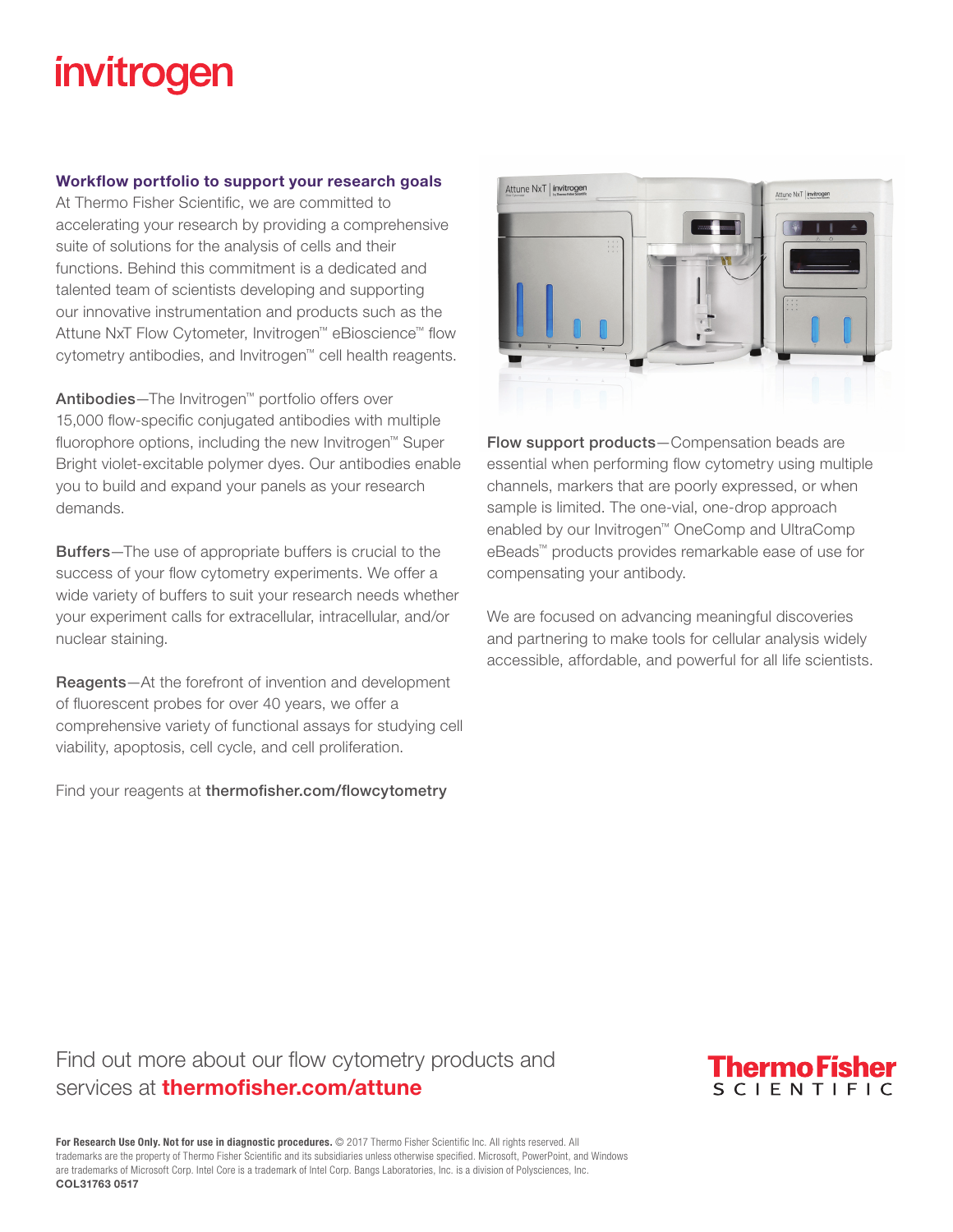invitrogen

## Workflow portfolio to support your research goals

At Thermo Fisher Scientific, we are committed to accelerating your research by providing a comprehensive suite of solutions for the analysis of cells and their functions. Behind this commitment is a dedicated and talented team of scientists developing and supporting our innovative instrumentation and products such as the Attune NxT Flow Cytometer, Invitrogen™ eBioscience™ flow cytometry antibodies, and Invitrogen™ cell health reagents.

**Antibodies**—The Invitrogen™ portfolio offers over 15,000 flow-specific conjugated antibodies with multiple fluorophore options, including the new Invitrogen™ Super Bright violet-excitable polymer dyes. Our antibodies enable you to build and expand your panels as your research demands.

**Buffers**—The use of appropriate buffers is crucial to the success of your flow cytometry experiments. We offer a wide variety of buffers to suit your research needs whether your experiment calls for extracellular, intracellular, and/or nuclear staining.

**Reagents**—At the forefront of invention and development of fluorescent probes for over 40 years, we offer a comprehensive variety of functional assays for studying cell viability, apoptosis, cell cycle, and cell proliferation.

Find your reagents at **thermofisher.com/flowcytometry**

**Flow support products**—Compensation beads are essential when performing flow cytometry using multiple channels, markers that are poorly expressed, or when sample is limited. The one-vial, one-drop approach enabled by our Invitrogen™ OneComp and UltraComp eBeads™ products provides remarkable ease of use for compensating your antibody.

We are focused on advancing meaningful discoveries and partnering to make tools for cellular analysis widely accessible, affordable, and powerful for all life scientists.

Find out more about our flow cytometry products and services at **thermofisher.com/attune**

ThermoFisher SCIENTIFIC

**For Research Use Only. Not for use in diagnostic procedures.** © 2017 Thermo Fisher Scientific Inc. All rights reserved. All trademarks are the property of Thermo Fisher Scientific and its subsidiaries unless otherwise specified. Microsoft, PowerPoint, and Windows are trademarks of Microsoft Corp. Intel Core is a trademark of Intel Corp. Bangs Laboratories, Inc. is a division of Polysciences, Inc.
**COL31763 0517**